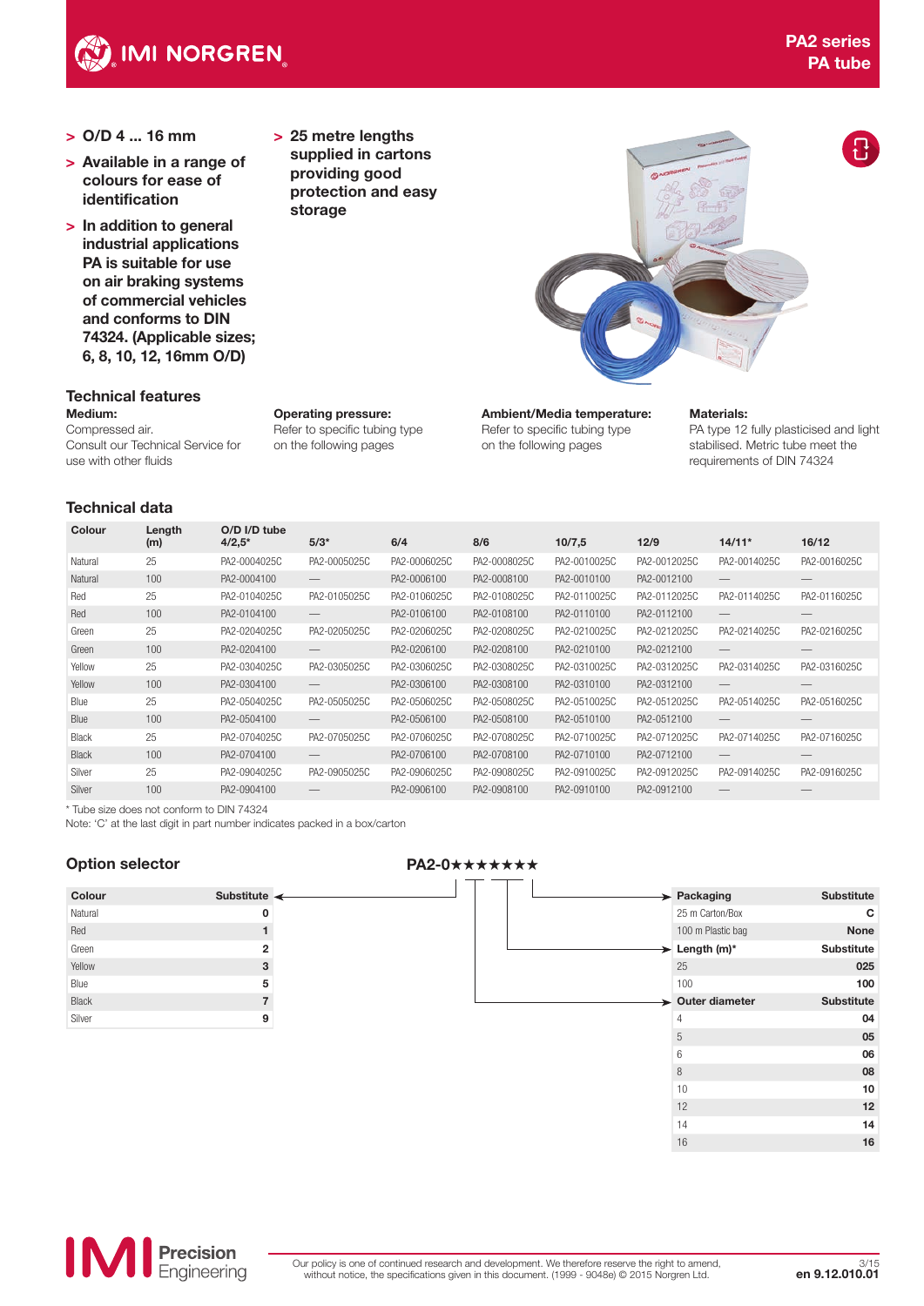# PA2 series
## PA tube

- O/D 4 ... 16 mm
- Available in a range of colours for ease of identification
- In addition to general industrial applications PA is suitable for use on air braking systems of commercial vehicles and conforms to DIN 74324. (Applicable sizes; 6, 8, 10, 12, 16mm O/D)
- 25 metre lengths supplied in cartons providing good protection and easy storage

## Technical features

**Medium:**
Compressed air.
Consult our Technical Service for use with other fluids

**Operating pressure:**
Refer to specific tubing type on the following pages

**Ambient/Media temperature:**
Refer to specific tubing type on the following pages

**Materials:**
PA type 12 fully plasticised and light stabilised. Metric tube meet the requirements of DIN 74324

## Technical data

| Colour | Length (m) | O/D I/D tube 4/2,5* | 5/3* | 6/4 | 8/6 | 10/7,5 | 12/9 | 14/11* | 16/12 |
|---|---|---|---|---|---|---|---|---|---|
| Natural | 25 | PA2-0004025C | PA2-0005025C | PA2-0006025C | PA2-0008025C | PA2-0010025C | PA2-0012025C | PA2-0014025C | PA2-0016025C |
| Natural | 100 | PA2-0004100 | — | PA2-0006100 | PA2-0008100 | PA2-0010100 | PA2-0012100 | — | — |
| Red | 25 | PA2-0104025C | PA2-0105025C | PA2-0106025C | PA2-0108025C | PA2-0110025C | PA2-0112025C | PA2-0114025C | PA2-0116025C |
| Red | 100 | PA2-0104100 | — | PA2-0106100 | PA2-0108100 | PA2-0110100 | PA2-0112100 | — | — |
| Green | 25 | PA2-0204025C | PA2-0205025C | PA2-0206025C | PA2-0208025C | PA2-0210025C | PA2-0212025C | PA2-0214025C | PA2-0216025C |
| Green | 100 | PA2-0204100 | — | PA2-0206100 | PA2-0208100 | PA2-0210100 | PA2-0212100 | — | — |
| Yellow | 25 | PA2-0304025C | PA2-0305025C | PA2-0306025C | PA2-0308025C | PA2-0310025C | PA2-0312025C | PA2-0314025C | PA2-0316025C |
| Yellow | 100 | PA2-0304100 | — | PA2-0306100 | PA2-0308100 | PA2-0310100 | PA2-0312100 | — | — |
| Blue | 25 | PA2-0504025C | PA2-0505025C | PA2-0506025C | PA2-0508025C | PA2-0510025C | PA2-0512025C | PA2-0514025C | PA2-0516025C |
| Blue | 100 | PA2-0504100 | — | PA2-0506100 | PA2-0508100 | PA2-0510100 | PA2-0512100 | — | — |
| Black | 25 | PA2-0704025C | PA2-0705025C | PA2-0706025C | PA2-0708025C | PA2-0710025C | PA2-0712025C | PA2-0714025C | PA2-0716025C |
| Black | 100 | PA2-0704100 | — | PA2-0706100 | PA2-0708100 | PA2-0710100 | PA2-0712100 | — | — |
| Silver | 25 | PA2-0904025C | PA2-0905025C | PA2-0906025C | PA2-0908025C | PA2-0910025C | PA2-0912025C | PA2-0914025C | PA2-0916025C |
| Silver | 100 | PA2-0904100 | — | PA2-0906100 | PA2-0908100 | PA2-0910100 | PA2-0912100 | — | — |

\* Tube size does not conform to DIN 74324
Note: 'C' at the last digit in part number indicates packed in a box/carton

## Option selector

PA2-0★★★★★★★

| Colour | Substitute |
|---|---|
| Natural | 0 |
| Red | 1 |
| Green | 2 |
| Yellow | 3 |
| Blue | 5 |
| Black | 7 |
| Silver | 9 |

| Packaging | Substitute |
|---|---|
| 25 m Carton/Box | C |
| 100 m Plastic bag | None |

| Length (m)* | Substitute |
|---|---|
| 25 | 025 |
| 100 | 100 |

| Outer diameter | Substitute |
|---|---|
| 4 | 04 |
| 5 | 05 |
| 6 | 06 |
| 8 | 08 |
| 10 | 10 |
| 12 | 12 |
| 14 | 14 |
| 16 | 16 |

Our policy is one of continued research and development. We therefore reserve the right to amend, without notice, the specifications given in this document. (1999 - 9048e) © 2015 Norgren Ltd.

en 9.12.010.01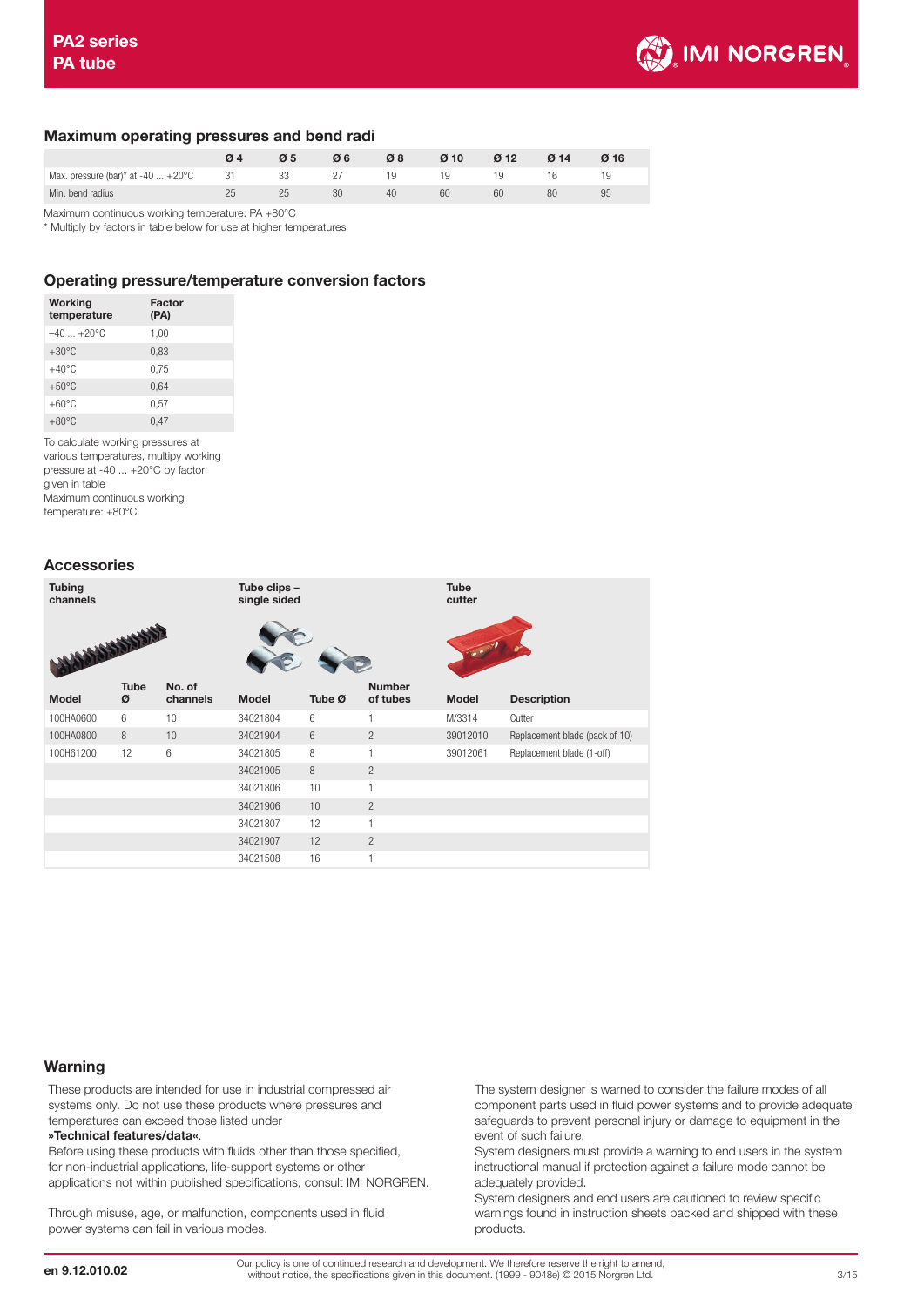## Maximum operating pressures and bend radi

| | Ø 4 | Ø 5 | Ø 6 | Ø 8 | Ø 10 | Ø 12 | Ø 14 | Ø 16 |
|---|---|---|---|---|---|---|---|---|
| Max. pressure (bar)* at -40 ... +20°C | 31 | 33 | 27 | 19 | 19 | 19 | 16 | 19 |
| Min. bend radius | 25 | 25 | 30 | 40 | 60 | 60 | 80 | 95 |

Maximum continuous working temperature: PA +80°C

* Multiply by factors in table below for use at higher temperatures

## Operating pressure/temperature conversion factors

| Working temperature | Factor (PA) |
|---|---|
| −40 ... +20°C | 1,00 |
| +30°C | 0,83 |
| +40°C | 0,75 |
| +50°C | 0,64 |
| +60°C | 0,57 |
| +80°C | 0,47 |

To calculate working pressures at various temperatures, multipy working pressure at -40 ... +20°C by factor given in table

Maximum continuous working temperature: +80°C

## Accessories

| Tubing channels | | | Tube clips – single sided | | | Tube cutter | |
|---|---|---|---|---|---|---|---|
| Model | Tube Ø | No. of channels | Model | Tube Ø | Number of tubes | Model | Description |
| 100HA0600 | 6 | 10 | 34021804 | 6 | 1 | M/3314 | Cutter |
| 100HA0800 | 8 | 10 | 34021904 | 6 | 2 | 39012010 | Replacement blade (pack of 10) |
| 100H61200 | 12 | 6 | 34021805 | 8 | 1 | 39012061 | Replacement blade (1-off) |
| | | | 34021905 | 8 | 2 | | |
| | | | 34021806 | 10 | 1 | | |
| | | | 34021906 | 10 | 2 | | |
| | | | 34021807 | 12 | 1 | | |
| | | | 34021907 | 12 | 2 | | |
| | | | 34021508 | 16 | 1 | | |

## Warning

These products are intended for use in industrial compressed air systems only. Do not use these products where pressures and temperatures can exceed those listed under **»Technical features/data«**.

Before using these products with fluids other than those specified, for non-industrial applications, life-support systems or other applications not within published specifications, consult IMI NORGREN.

Through misuse, age, or malfunction, components used in fluid power systems can fail in various modes.

The system designer is warned to consider the failure modes of all component parts used in fluid power systems and to provide adequate safeguards to prevent personal injury or damage to equipment in the event of such failure.

System designers must provide a warning to end users in the system instructional manual if protection against a failure mode cannot be adequately provided.

System designers and end users are cautioned to review specific warnings found in instruction sheets packed and shipped with these products.

Our policy is one of continued research and development. We therefore reserve the right to amend, without notice, the specifications given in this document. (1999 - 9048e) © 2015 Norgren Ltd.